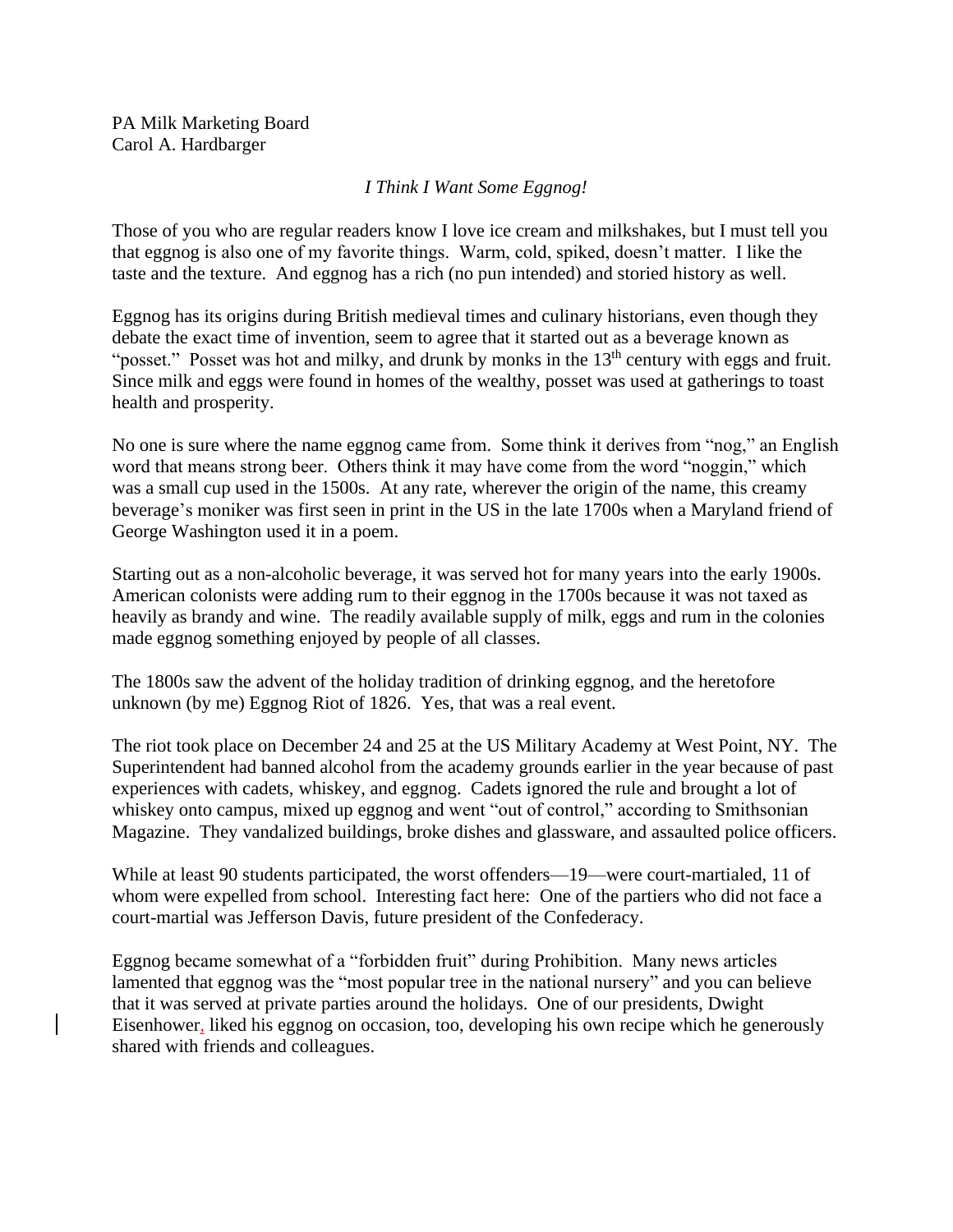PA Milk Marketing Board
Carol A. Hardbarger

*I Think I Want Some Eggnog!*

Those of you who are regular readers know I love ice cream and milkshakes, but I must tell you that eggnog is also one of my favorite things. Warm, cold, spiked, doesn't matter. I like the taste and the texture. And eggnog has a rich (no pun intended) and storied history as well.

Eggnog has its origins during British medieval times and culinary historians, even though they debate the exact time of invention, seem to agree that it started out as a beverage known as "posset." Posset was hot and milky, and drunk by monks in the 13th century with eggs and fruit. Since milk and eggs were found in homes of the wealthy, posset was used at gatherings to toast health and prosperity.

No one is sure where the name eggnog came from. Some think it derives from "nog," an English word that means strong beer. Others think it may have come from the word "noggin," which was a small cup used in the 1500s. At any rate, wherever the origin of the name, this creamy beverage's moniker was first seen in print in the US in the late 1700s when a Maryland friend of George Washington used it in a poem.

Starting out as a non-alcoholic beverage, it was served hot for many years into the early 1900s. American colonists were adding rum to their eggnog in the 1700s because it was not taxed as heavily as brandy and wine. The readily available supply of milk, eggs and rum in the colonies made eggnog something enjoyed by people of all classes.

The 1800s saw the advent of the holiday tradition of drinking eggnog, and the heretofore unknown (by me) Eggnog Riot of 1826. Yes, that was a real event.

The riot took place on December 24 and 25 at the US Military Academy at West Point, NY. The Superintendent had banned alcohol from the academy grounds earlier in the year because of past experiences with cadets, whiskey, and eggnog. Cadets ignored the rule and brought a lot of whiskey onto campus, mixed up eggnog and went "out of control," according to Smithsonian Magazine. They vandalized buildings, broke dishes and glassware, and assaulted police officers.

While at least 90 students participated, the worst offenders—19—were court-martialed, 11 of whom were expelled from school. Interesting fact here: One of the partiers who did not face a court-martial was Jefferson Davis, future president of the Confederacy.

Eggnog became somewhat of a "forbidden fruit" during Prohibition. Many news articles lamented that eggnog was the "most popular tree in the national nursery" and you can believe that it was served at private parties around the holidays. One of our presidents, Dwight Eisenhower, liked his eggnog on occasion, too, developing his own recipe which he generously shared with friends and colleagues.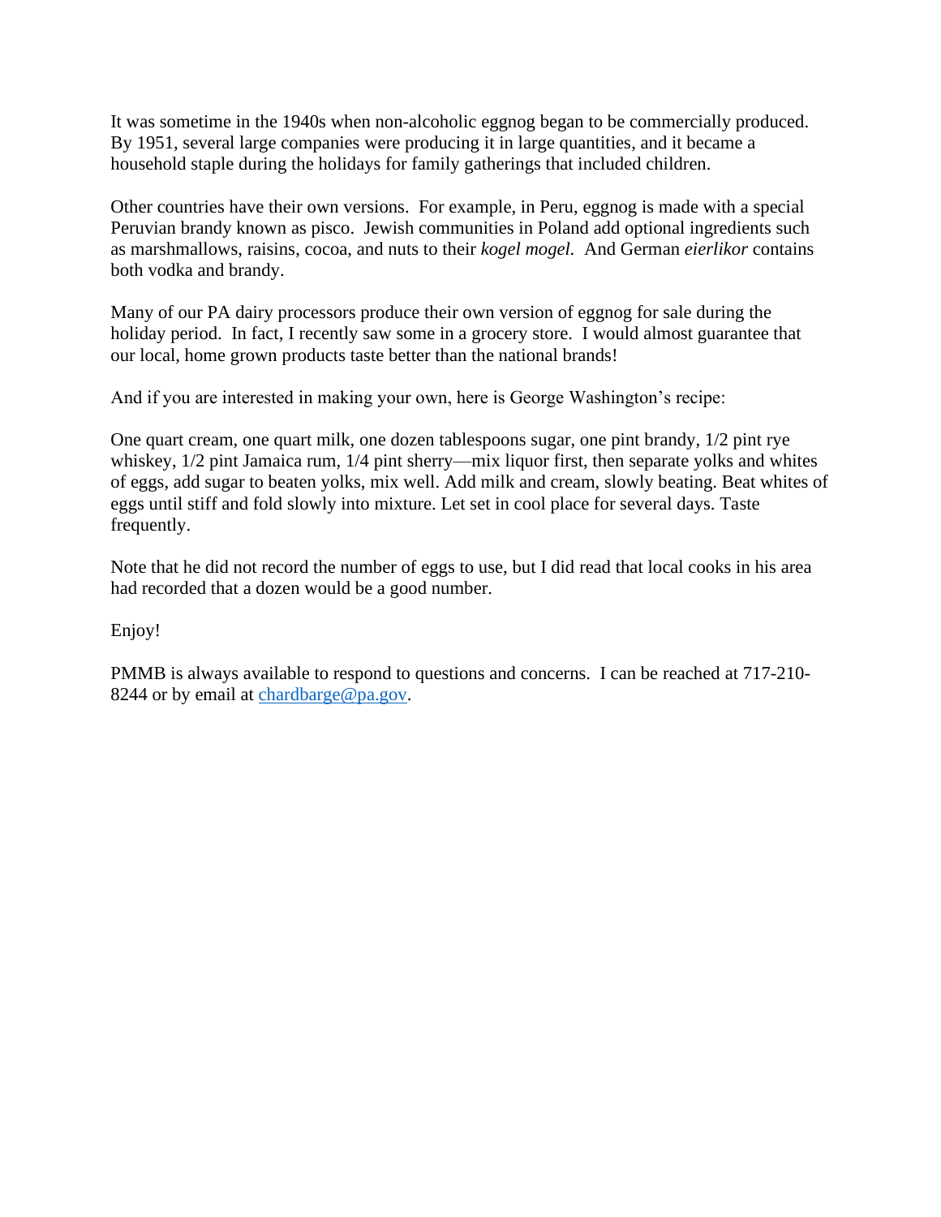It was sometime in the 1940s when non-alcoholic eggnog began to be commercially produced. By 1951, several large companies were producing it in large quantities, and it became a household staple during the holidays for family gatherings that included children.

Other countries have their own versions. For example, in Peru, eggnog is made with a special Peruvian brandy known as pisco. Jewish communities in Poland add optional ingredients such as marshmallows, raisins, cocoa, and nuts to their *kogel mogel.* And German *eierlikor* contains both vodka and brandy.

Many of our PA dairy processors produce their own version of eggnog for sale during the holiday period. In fact, I recently saw some in a grocery store. I would almost guarantee that our local, home grown products taste better than the national brands!

And if you are interested in making your own, here is George Washington's recipe:

One quart cream, one quart milk, one dozen tablespoons sugar, one pint brandy, 1/2 pint rye whiskey, 1/2 pint Jamaica rum, 1/4 pint sherry—mix liquor first, then separate yolks and whites of eggs, add sugar to beaten yolks, mix well. Add milk and cream, slowly beating. Beat whites of eggs until stiff and fold slowly into mixture. Let set in cool place for several days. Taste frequently.

Note that he did not record the number of eggs to use, but I did read that local cooks in his area had recorded that a dozen would be a good number.

Enjoy!

PMMB is always available to respond to questions and concerns. I can be reached at 717-210-8244 or by email at [chardbarge@pa.gov](mailto:chardbarge@pa.gov).